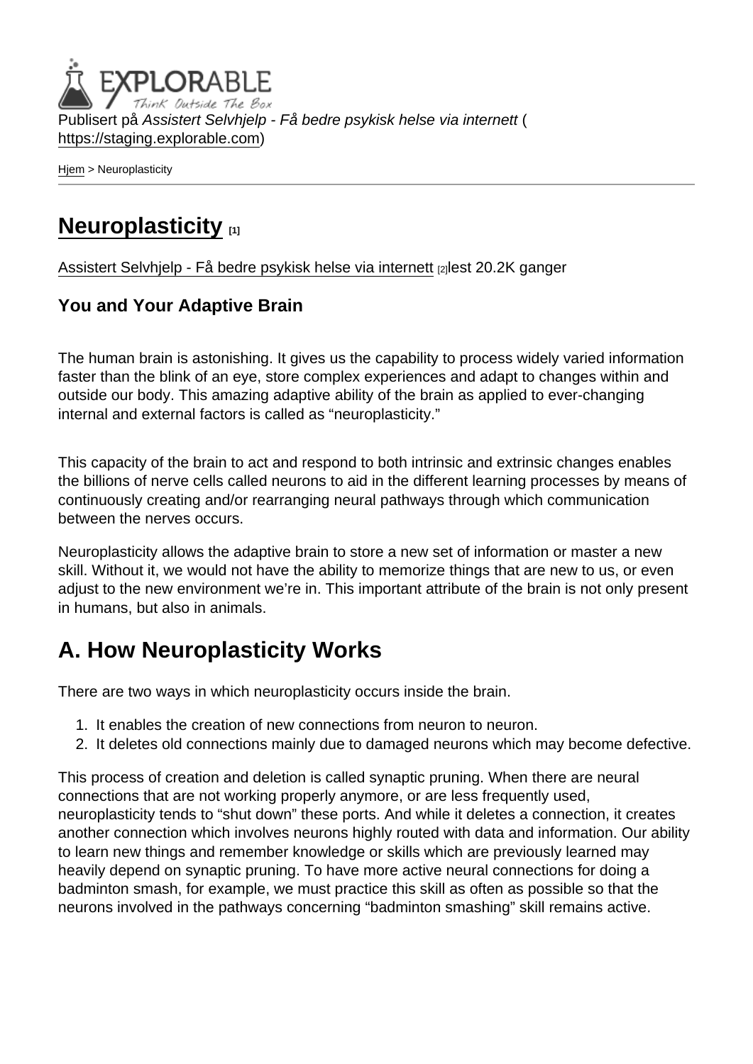Publisert på *Assistert Selvhjelp - Få bedre psykisk helse via internett* (https://staging.explorable.com)

Hjem > Neuroplasticity

# Neuroplasticity [1]

Assistert Selvhjelp - Få bedre psykisk helse via internett [2]lest 20.2K ganger

### You and Your Adaptive Brain

The human brain is astonishing. It gives us the capability to process widely varied information faster than the blink of an eye, store complex experiences and adapt to changes within and outside our body. This amazing adaptive ability of the brain as applied to ever-changing internal and external factors is called as "neuroplasticity."

This capacity of the brain to act and respond to both intrinsic and extrinsic changes enables the billions of nerve cells called neurons to aid in the different learning processes by means of continuously creating and/or rearranging neural pathways through which communication between the nerves occurs.

Neuroplasticity allows the adaptive brain to store a new set of information or master a new skill. Without it, we would not have the ability to memorize things that are new to us, or even adjust to the new environment we're in. This important attribute of the brain is not only present in humans, but also in animals.

## A. How Neuroplasticity Works

There are two ways in which neuroplasticity occurs inside the brain.

1. It enables the creation of new connections from neuron to neuron.
2. It deletes old connections mainly due to damaged neurons which may become defective.

This process of creation and deletion is called synaptic pruning. When there are neural connections that are not working properly anymore, or are less frequently used, neuroplasticity tends to "shut down" these ports. And while it deletes a connection, it creates another connection which involves neurons highly routed with data and information. Our ability to learn new things and remember knowledge or skills which are previously learned may heavily depend on synaptic pruning. To have more active neural connections for doing a badminton smash, for example, we must practice this skill as often as possible so that the neurons involved in the pathways concerning "badminton smashing" skill remains active.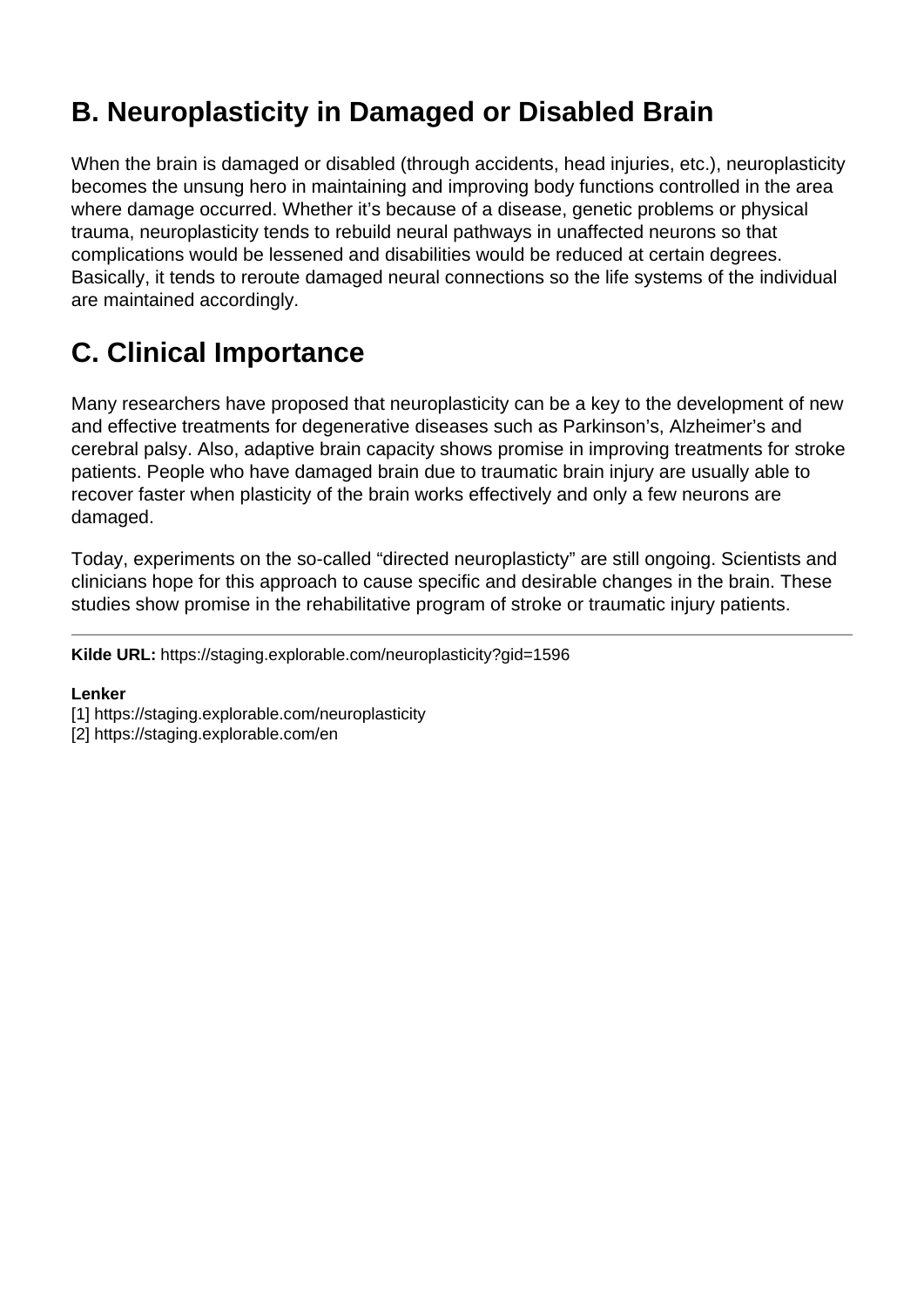## B. Neuroplasticity in Damaged or Disabled Brain

When the brain is damaged or disabled (through accidents, head injuries, etc.), neuroplasticity becomes the unsung hero in maintaining and improving body functions controlled in the area where damage occurred. Whether it's because of a disease, genetic problems or physical trauma, neuroplasticity tends to rebuild neural pathways in unaffected neurons so that complications would be lessened and disabilities would be reduced at certain degrees. Basically, it tends to reroute damaged neural connections so the life systems of the individual are maintained accordingly.

## C. Clinical Importance

Many researchers have proposed that neuroplasticity can be a key to the development of new and effective treatments for degenerative diseases such as Parkinson's, Alzheimer's and cerebral palsy. Also, adaptive brain capacity shows promise in improving treatments for stroke patients. People who have damaged brain due to traumatic brain injury are usually able to recover faster when plasticity of the brain works effectively and only a few neurons are damaged.

Today, experiments on the so-called "directed neuroplasticty" are still ongoing. Scientists and clinicians hope for this approach to cause specific and desirable changes in the brain. These studies show promise in the rehabilitative program of stroke or traumatic injury patients.

---

**Kilde URL:** https://staging.explorable.com/neuroplasticity?gid=1596

**Lenker**
[1] https://staging.explorable.com/neuroplasticity
[2] https://staging.explorable.com/en